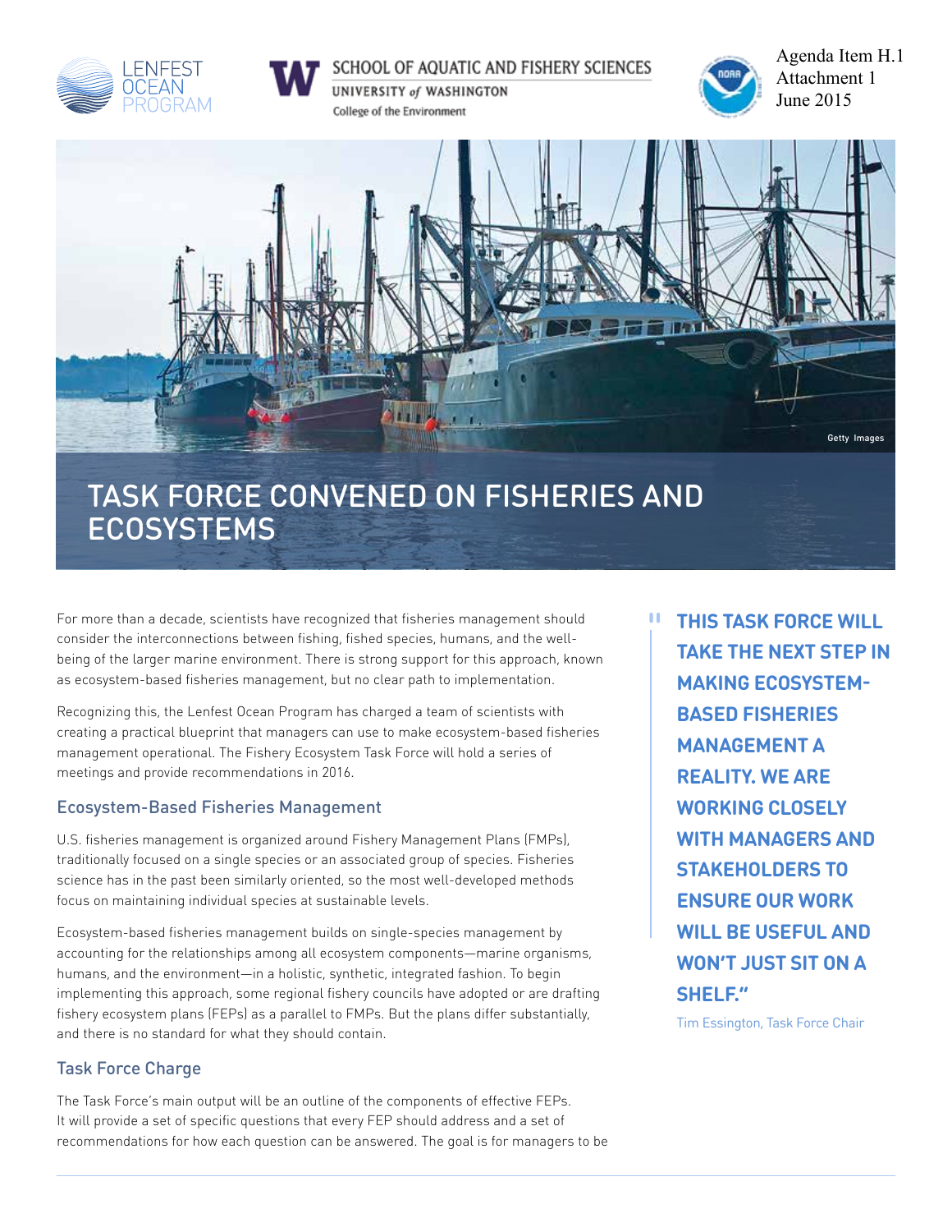Agenda Item H.1
Attachment 1
June 2015

# TASK FORCE CONVENED ON FISHERIES AND ECOSYSTEMS

For more than a decade, scientists have recognized that fisheries management should consider the interconnections between fishing, fished species, humans, and the well-being of the larger marine environment. There is strong support for this approach, known as ecosystem-based fisheries management, but no clear path to implementation.

Recognizing this, the Lenfest Ocean Program has charged a team of scientists with creating a practical blueprint that managers can use to make ecosystem-based fisheries management operational. The Fishery Ecosystem Task Force will hold a series of meetings and provide recommendations in 2016.

> **"THIS TASK FORCE WILL TAKE THE NEXT STEP IN MAKING ECOSYSTEM-BASED FISHERIES MANAGEMENT A REALITY. WE ARE WORKING CLOSELY WITH MANAGERS AND STAKEHOLDERS TO ENSURE OUR WORK WILL BE USEFUL AND WON'T JUST SIT ON A SHELF."**
>
> Tim Essington, Task Force Chair

## Ecosystem-Based Fisheries Management

U.S. fisheries management is organized around Fishery Management Plans (FMPs), traditionally focused on a single species or an associated group of species. Fisheries science has in the past been similarly oriented, so the most well-developed methods focus on maintaining individual species at sustainable levels.

Ecosystem-based fisheries management builds on single-species management by accounting for the relationships among all ecosystem components—marine organisms, humans, and the environment—in a holistic, synthetic, integrated fashion. To begin implementing this approach, some regional fishery councils have adopted or are drafting fishery ecosystem plans (FEPs) as a parallel to FMPs. But the plans differ substantially, and there is no standard for what they should contain.

## Task Force Charge

The Task Force's main output will be an outline of the components of effective FEPs. It will provide a set of specific questions that every FEP should address and a set of recommendations for how each question can be answered. The goal is for managers to be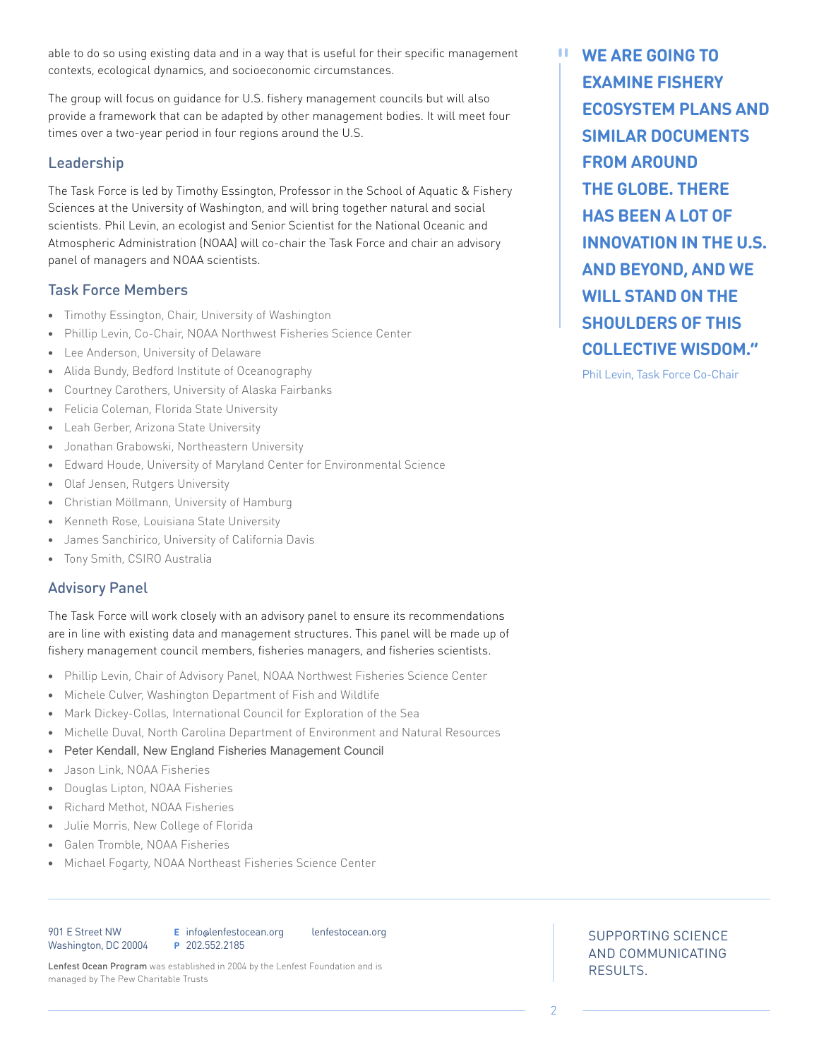able to do so using existing data and in a way that is useful for their specific management contexts, ecological dynamics, and socioeconomic circumstances.

The group will focus on guidance for U.S. fishery management councils but will also provide a framework that can be adapted by other management bodies. It will meet four times over a two-year period in four regions around the U.S.

## Leadership

The Task Force is led by Timothy Essington, Professor in the School of Aquatic & Fishery Sciences at the University of Washington, and will bring together natural and social scientists. Phil Levin, an ecologist and Senior Scientist for the National Oceanic and Atmospheric Administration (NOAA) will co-chair the Task Force and chair an advisory panel of managers and NOAA scientists.

> **"WE ARE GOING TO EXAMINE FISHERY ECOSYSTEM PLANS AND SIMILAR DOCUMENTS FROM AROUND THE GLOBE. THERE HAS BEEN A LOT OF INNOVATION IN THE U.S. AND BEYOND, AND WE WILL STAND ON THE SHOULDERS OF THIS COLLECTIVE WISDOM."**
>
> Phil Levin, Task Force Co-Chair

## Task Force Members

- Timothy Essington, Chair, University of Washington
- Phillip Levin, Co-Chair, NOAA Northwest Fisheries Science Center
- Lee Anderson, University of Delaware
- Alida Bundy, Bedford Institute of Oceanography
- Courtney Carothers, University of Alaska Fairbanks
- Felicia Coleman, Florida State University
- Leah Gerber, Arizona State University
- Jonathan Grabowski, Northeastern University
- Edward Houde, University of Maryland Center for Environmental Science
- Olaf Jensen, Rutgers University
- Christian Möllmann, University of Hamburg
- Kenneth Rose, Louisiana State University
- James Sanchirico, University of California Davis
- Tony Smith, CSIRO Australia

## Advisory Panel

The Task Force will work closely with an advisory panel to ensure its recommendations are in line with existing data and management structures. This panel will be made up of fishery management council members, fisheries managers, and fisheries scientists.

- Phillip Levin, Chair of Advisory Panel, NOAA Northwest Fisheries Science Center
- Michele Culver, Washington Department of Fish and Wildlife
- Mark Dickey-Collas, International Council for Exploration of the Sea
- Michelle Duval, North Carolina Department of Environment and Natural Resources
- Peter Kendall, New England Fisheries Management Council
- Jason Link, NOAA Fisheries
- Douglas Lipton, NOAA Fisheries
- Richard Methot, NOAA Fisheries
- Julie Morris, New College of Florida
- Galen Tromble, NOAA Fisheries
- Michael Fogarty, NOAA Northeast Fisheries Science Center

901 E Street NW
Washington, DC 20004

**E** info@lenfestocean.org
**P** 202.552.2185

lenfestocean.org

**Lenfest Ocean Program** was established in 2004 by the Lenfest Foundation and is managed by The Pew Charitable Trusts

SUPPORTING SCIENCE AND COMMUNICATING RESULTS.